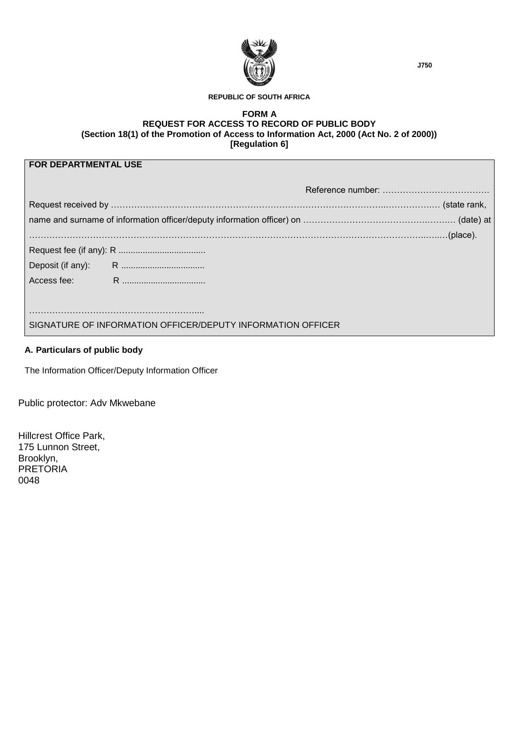J750

REPUBLIC OF SOUTH AFRICA

**FORM A**
**REQUEST FOR ACCESS TO RECORD OF PUBLIC BODY**
**(Section 18(1) of the Promotion of Access to Information Act, 2000 (Act No. 2 of 2000))**
**[Regulation 6]**

| **FOR DEPARTMENTAL USE** |
|---|
| Reference number: ………………………………. |
| Request received by ……………………………………………………………………………..……………… (state rank, name and surname of information officer/deputy information officer) on ……………………………………….……. (date) at ………………………………………………………………………………………………………………..…..(place). |
| Request fee (if any): R ................................... |
| Deposit (if any): R .................................. |
| Access fee: R .................................. |
| …………………………………………………..... |
| SIGNATURE OF INFORMATION OFFICER/DEPUTY INFORMATION OFFICER |

**A. Particulars of public body**

The Information Officer/Deputy Information Officer

Public protector: Adv Mkwebane

Hillcrest Office Park,
175 Lunnon Street,
Brooklyn,
PRETORIA
0048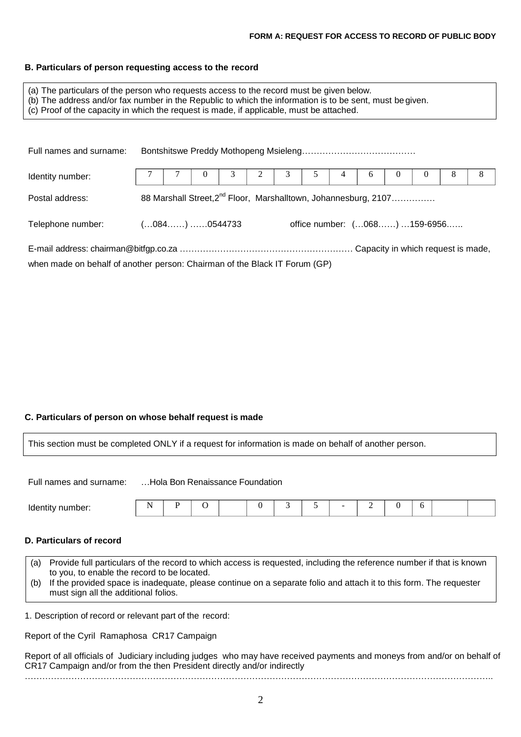**FORM A: REQUEST FOR ACCESS TO RECORD OF PUBLIC BODY**

### B. Particulars of person requesting access to the record

(a) The particulars of the person who requests access to the record must be given below.
(b) The address and/or fax number in the Republic to which the information is to be sent, must be given.
(c) Proof of the capacity in which the request is made, if applicable, must be attached.

Full names and surname: Bontshitswe Preddy Mothopeng Msieleng…………………………………

| Identity number: | 7 | 7 | 0 | 3 | 2 | 3 | 5 | 4 | 6 | 0 | 0 | 8 | 8 |
|---|---|---|---|---|---|---|---|---|---|---|---|---|---|

Postal address: 88 Marshall Street,2nd Floor, Marshalltown, Johannesburg, 2107……………

Telephone number: (…084……) ……0544733 office number: (…068……) …159-6956……

E-mail address: chairman@bitfgp.co.za …………………………………………………… Capacity in which request is made, when made on behalf of another person: Chairman of the Black IT Forum (GP)

### C. Particulars of person on whose behalf request is made

This section must be completed ONLY if a request for information is made on behalf of another person.

Full names and surname: …Hola Bon Renaissance Foundation

| Identity number: | N | P | O | | 0 | 3 | 5 | - | 2 | 0 | 6 | | |
|---|---|---|---|---|---|---|---|---|---|---|---|---|---|

### D. Particulars of record

(a) Provide full particulars of the record to which access is requested, including the reference number if that is known to you, to enable the record to be located.
(b) If the provided space is inadequate, please continue on a separate folio and attach it to this form. The requester must sign all the additional folios.

1. Description of record or relevant part of the record:

Report of the Cyril Ramaphosa CR17 Campaign

Report of all officials of Judiciary including judges who may have received payments and moneys from and/or on behalf of CR17 Campaign and/or from the then President directly and/or indirectly
……………………………………………………………………………………………………………………………………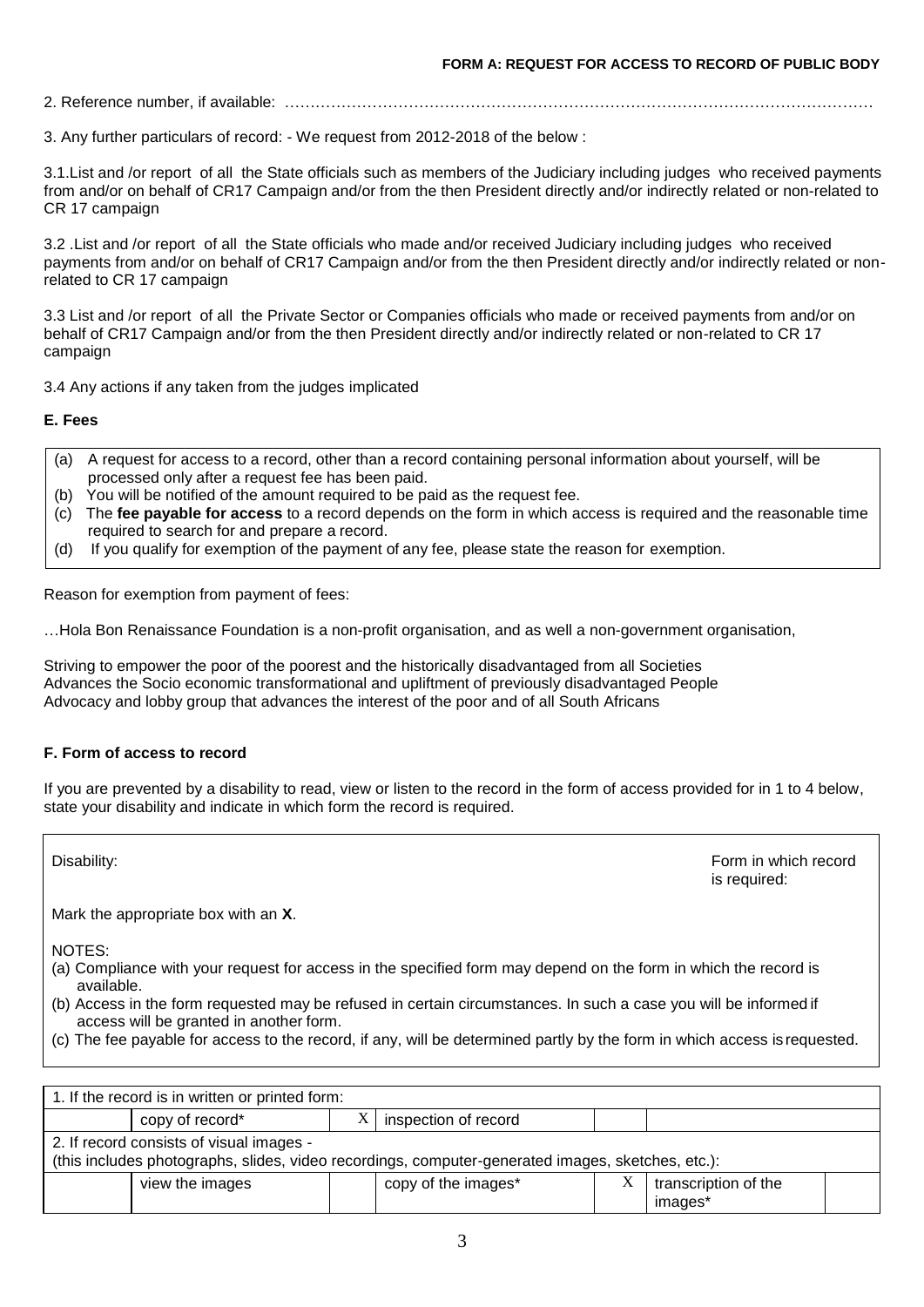**FORM A: REQUEST FOR ACCESS TO RECORD OF PUBLIC BODY**

2. Reference number, if available: ……………………………………………………………………………………………………

3. Any further particulars of record: - We request from 2012-2018 of the below :

3.1.List and /or report of all the State officials such as members of the Judiciary including judges who received payments from and/or on behalf of CR17 Campaign and/or from the then President directly and/or indirectly related or non-related to CR 17 campaign

3.2 .List and /or report of all the State officials who made and/or received Judiciary including judges who received payments from and/or on behalf of CR17 Campaign and/or from the then President directly and/or indirectly related or non-related to CR 17 campaign

3.3 List and /or report of all the Private Sector or Companies officials who made or received payments from and/or on behalf of CR17 Campaign and/or from the then President directly and/or indirectly related or non-related to CR 17 campaign

3.4 Any actions if any taken from the judges implicated

**E. Fees**

(a) A request for access to a record, other than a record containing personal information about yourself, will be processed only after a request fee has been paid.
(b) You will be notified of the amount required to be paid as the request fee.
(c) The **fee payable for access** to a record depends on the form in which access is required and the reasonable time required to search for and prepare a record.
(d) If you qualify for exemption of the payment of any fee, please state the reason for exemption.

Reason for exemption from payment of fees:

…Hola Bon Renaissance Foundation is a non-profit organisation, and as well a non-government organisation,

Striving to empower the poor of the poorest and the historically disadvantaged from all Societies
Advances the Socio economic transformational and upliftment of previously disadvantaged People
Advocacy and lobby group that advances the interest of the poor and of all South Africans

**F. Form of access to record**

If you are prevented by a disability to read, view or listen to the record in the form of access provided for in 1 to 4 below, state your disability and indicate in which form the record is required.

Disability: Form in which record is required:

Mark the appropriate box with an **X**.

NOTES:
(a) Compliance with your request for access in the specified form may depend on the form in which the record is available.
(b) Access in the form requested may be refused in certain circumstances. In such a case you will be informed if access will be granted in another form.
(c) The fee payable for access to the record, if any, will be determined partly by the form in which access is requested.

| 1. If the record is in written or printed form: | | | | | | |
|---|---|---|---|---|---|---|
| | copy of record* | X | inspection of record | | | |
| 2. If record consists of visual images - (this includes photographs, slides, video recordings, computer-generated images, sketches, etc.): | | | | | | |
| | view the images | | copy of the images* | X | transcription of the images* | |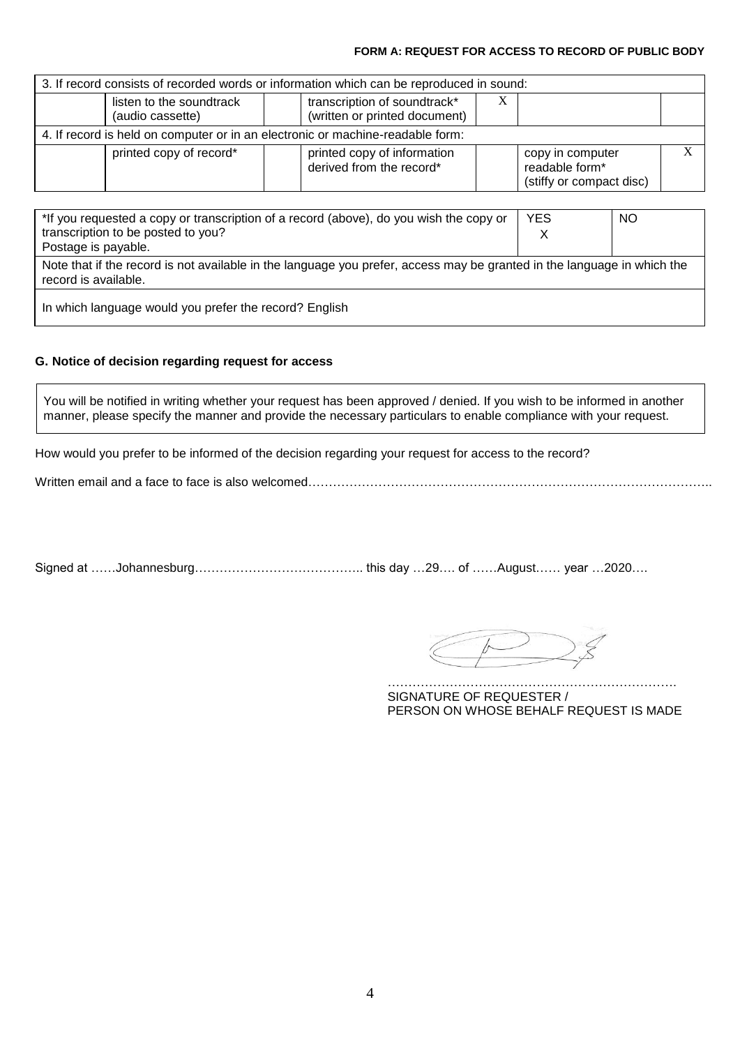| 3. If record consists of recorded words or information which can be reproduced in sound: | | | | | | |
|---|---|---|---|---|---|---|
| | listen to the soundtrack (audio cassette) | | transcription of soundtrack* (written or printed document) | X | | |
| 4. If record is held on computer or in an electronic or machine-readable form: | | | | | | |
| | printed copy of record* | | printed copy of information derived from the record* | | copy in computer readable form* (stiffy or compact disc) | X |

| *If you requested a copy or transcription of a record (above), do you wish the copy or transcription to be posted to you? Postage is payable. | YES X | NO |
|---|---|---|
| Note that if the record is not available in the language you prefer, access may be granted in the language in which the record is available. | | |
| In which language would you prefer the record? English | | |

## G. Notice of decision regarding request for access

You will be notified in writing whether your request has been approved / denied. If you wish to be informed in another manner, please specify the manner and provide the necessary particulars to enable compliance with your request.

How would you prefer to be informed of the decision regarding your request for access to the record?

Written email and a face to face is also welcomed……………………………………………………………………………………..

Signed at ……Johannesburg………………………………….. this day …29…. of ……August…… year …2020….

……………………………………………………………
SIGNATURE OF REQUESTER /
PERSON ON WHOSE BEHALF REQUEST IS MADE